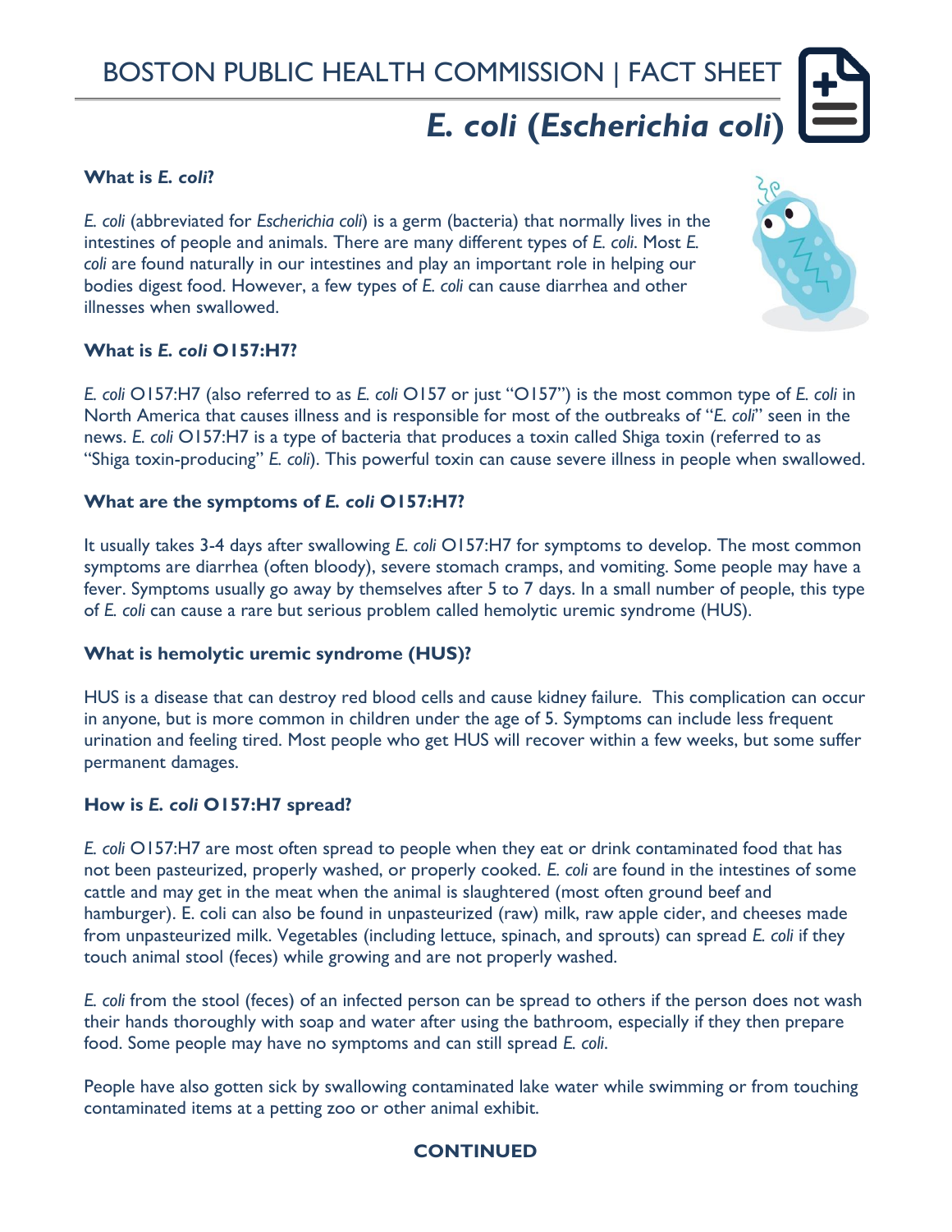BOSTON PUBLIC HEALTH COMMISSION | FACT SHEET

# *E. coli* (*Escherichia coli*)

### What is *E. coli*?

*E. coli* (abbreviated for *Escherichia coli*) is a germ (bacteria) that normally lives in the intestines of people and animals. There are many different types of *E. coli*. Most *E. coli* are found naturally in our intestines and play an important role in helping our bodies digest food. However, a few types of *E. coli* can cause diarrhea and other illnesses when swallowed.

### What is *E. coli* O157:H7?

*E. coli* O157:H7 (also referred to as *E. coli* O157 or just "O157") is the most common type of *E. coli* in North America that causes illness and is responsible for most of the outbreaks of "*E. coli*" seen in the news. *E. coli* O157:H7 is a type of bacteria that produces a toxin called Shiga toxin (referred to as "Shiga toxin-producing" *E. coli*). This powerful toxin can cause severe illness in people when swallowed.

### What are the symptoms of *E. coli* O157:H7?

It usually takes 3-4 days after swallowing *E. coli* O157:H7 for symptoms to develop. The most common symptoms are diarrhea (often bloody), severe stomach cramps, and vomiting. Some people may have a fever. Symptoms usually go away by themselves after 5 to 7 days. In a small number of people, this type of *E. coli* can cause a rare but serious problem called hemolytic uremic syndrome (HUS).

### What is hemolytic uremic syndrome (HUS)?

HUS is a disease that can destroy red blood cells and cause kidney failure. This complication can occur in anyone, but is more common in children under the age of 5. Symptoms can include less frequent urination and feeling tired. Most people who get HUS will recover within a few weeks, but some suffer permanent damages.

### How is *E. coli* O157:H7 spread?

*E. coli* O157:H7 are most often spread to people when they eat or drink contaminated food that has not been pasteurized, properly washed, or properly cooked. *E. coli* are found in the intestines of some cattle and may get in the meat when the animal is slaughtered (most often ground beef and hamburger). E. coli can also be found in unpasteurized (raw) milk, raw apple cider, and cheeses made from unpasteurized milk. Vegetables (including lettuce, spinach, and sprouts) can spread *E. coli* if they touch animal stool (feces) while growing and are not properly washed.

*E. coli* from the stool (feces) of an infected person can be spread to others if the person does not wash their hands thoroughly with soap and water after using the bathroom, especially if they then prepare food. Some people may have no symptoms and can still spread *E. coli*.

People have also gotten sick by swallowing contaminated lake water while swimming or from touching contaminated items at a petting zoo or other animal exhibit.

**CONTINUED**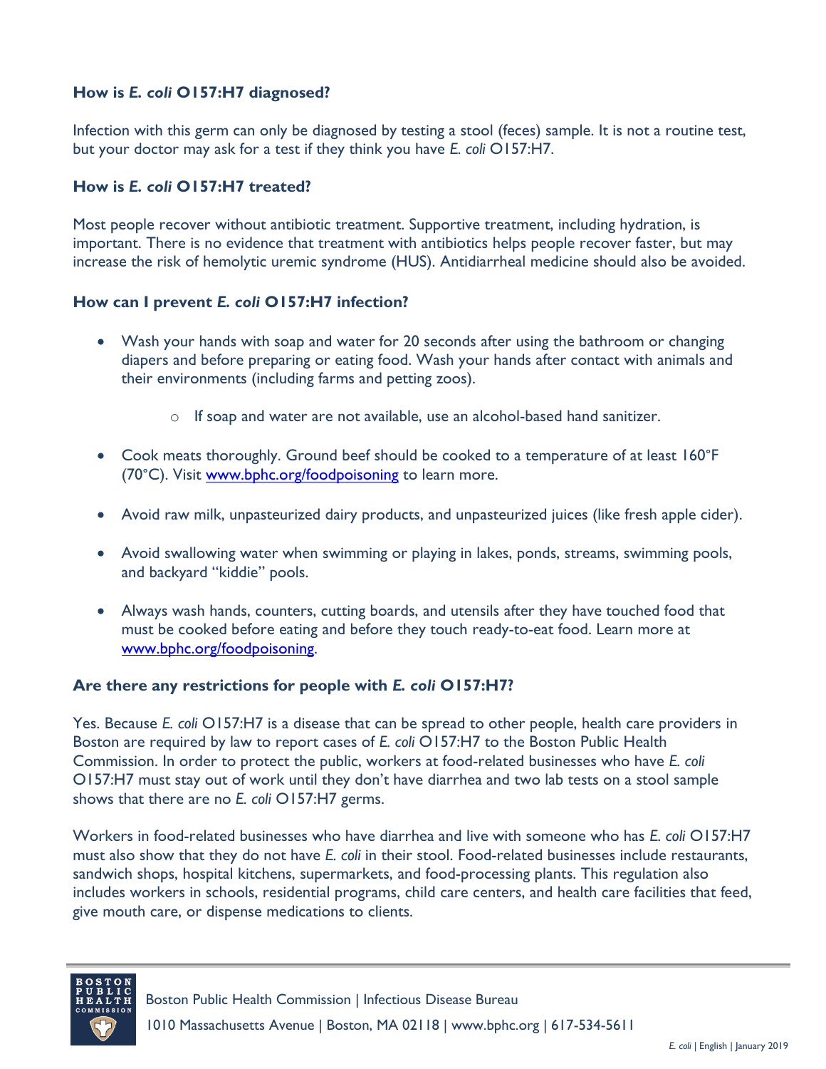### How is *E. coli* O157:H7 diagnosed?

Infection with this germ can only be diagnosed by testing a stool (feces) sample. It is not a routine test, but your doctor may ask for a test if they think you have *E. coli* O157:H7.

### How is *E. coli* O157:H7 treated?

Most people recover without antibiotic treatment. Supportive treatment, including hydration, is important. There is no evidence that treatment with antibiotics helps people recover faster, but may increase the risk of hemolytic uremic syndrome (HUS). Antidiarrheal medicine should also be avoided.

### How can I prevent *E. coli* O157:H7 infection?

- Wash your hands with soap and water for 20 seconds after using the bathroom or changing diapers and before preparing or eating food. Wash your hands after contact with animals and their environments (including farms and petting zoos).
    - If soap and water are not available, use an alcohol-based hand sanitizer.
- Cook meats thoroughly. Ground beef should be cooked to a temperature of at least 160°F (70°C). Visit www.bphc.org/foodpoisoning to learn more.
- Avoid raw milk, unpasteurized dairy products, and unpasteurized juices (like fresh apple cider).
- Avoid swallowing water when swimming or playing in lakes, ponds, streams, swimming pools, and backyard "kiddie" pools.
- Always wash hands, counters, cutting boards, and utensils after they have touched food that must be cooked before eating and before they touch ready-to-eat food. Learn more at www.bphc.org/foodpoisoning.

### Are there any restrictions for people with *E. coli* O157:H7?

Yes. Because *E. coli* O157:H7 is a disease that can be spread to other people, health care providers in Boston are required by law to report cases of *E. coli* O157:H7 to the Boston Public Health Commission. In order to protect the public, workers at food-related businesses who have *E. coli* O157:H7 must stay out of work until they don't have diarrhea and two lab tests on a stool sample shows that there are no *E. coli* O157:H7 germs.

Workers in food-related businesses who have diarrhea and live with someone who has *E. coli* O157:H7 must also show that they do not have *E. coli* in their stool. Food-related businesses include restaurants, sandwich shops, hospital kitchens, supermarkets, and food-processing plants. This regulation also includes workers in schools, residential programs, child care centers, and health care facilities that feed, give mouth care, or dispense medications to clients.

Boston Public Health Commission | Infectious Disease Bureau

1010 Massachusetts Avenue | Boston, MA 02118 | www.bphc.org | 617-534-5611

*E. coli* | English | January 2019